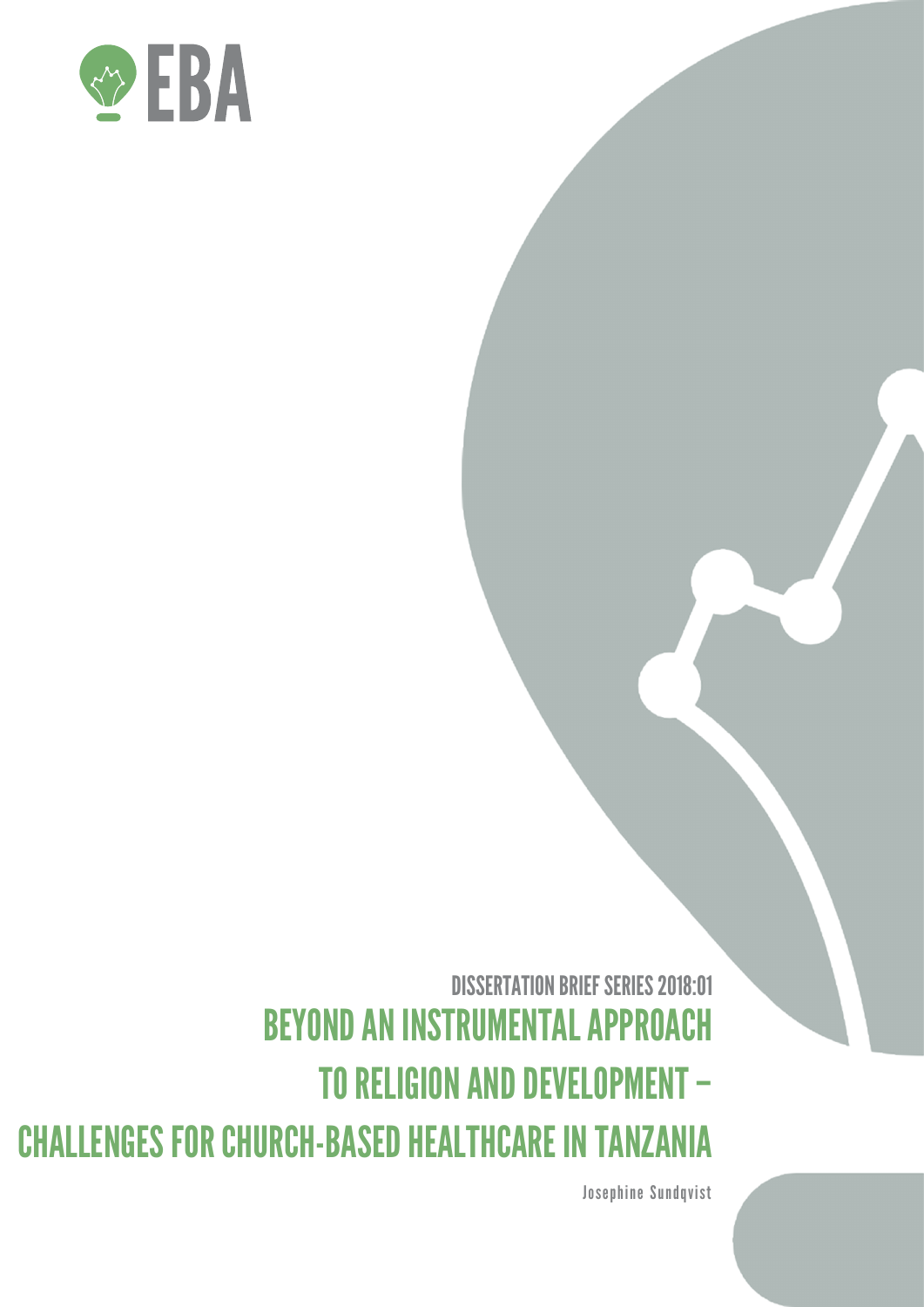EBA

DISSERTATION BRIEF SERIES 2018:01

# BEYOND AN INSTRUMENTAL APPROACH TO RELIGION AND DEVELOPMENT – CHALLENGES FOR CHURCH-BASED HEALTHCARE IN TANZANIA

Josephine Sundqvist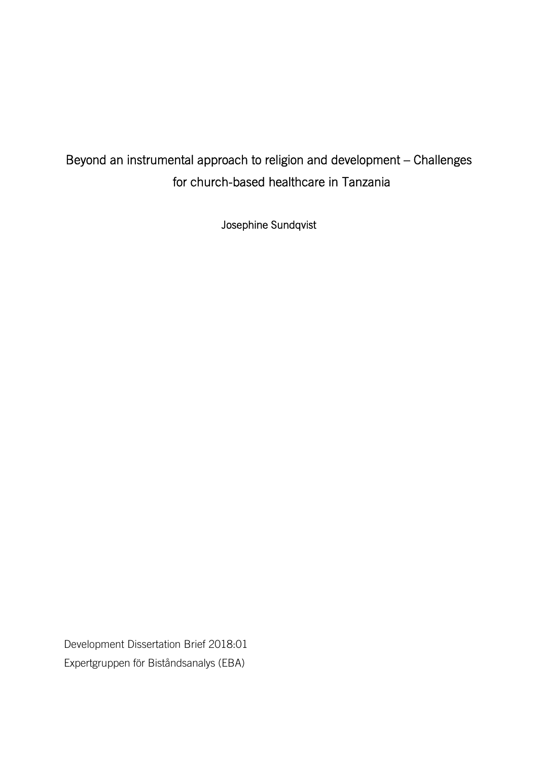# Beyond an instrumental approach to religion and development – Challenges for church-based healthcare in Tanzania

Josephine Sundqvist

Development Dissertation Brief 2018:01

Expertgruppen för Biståndsanalys (EBA)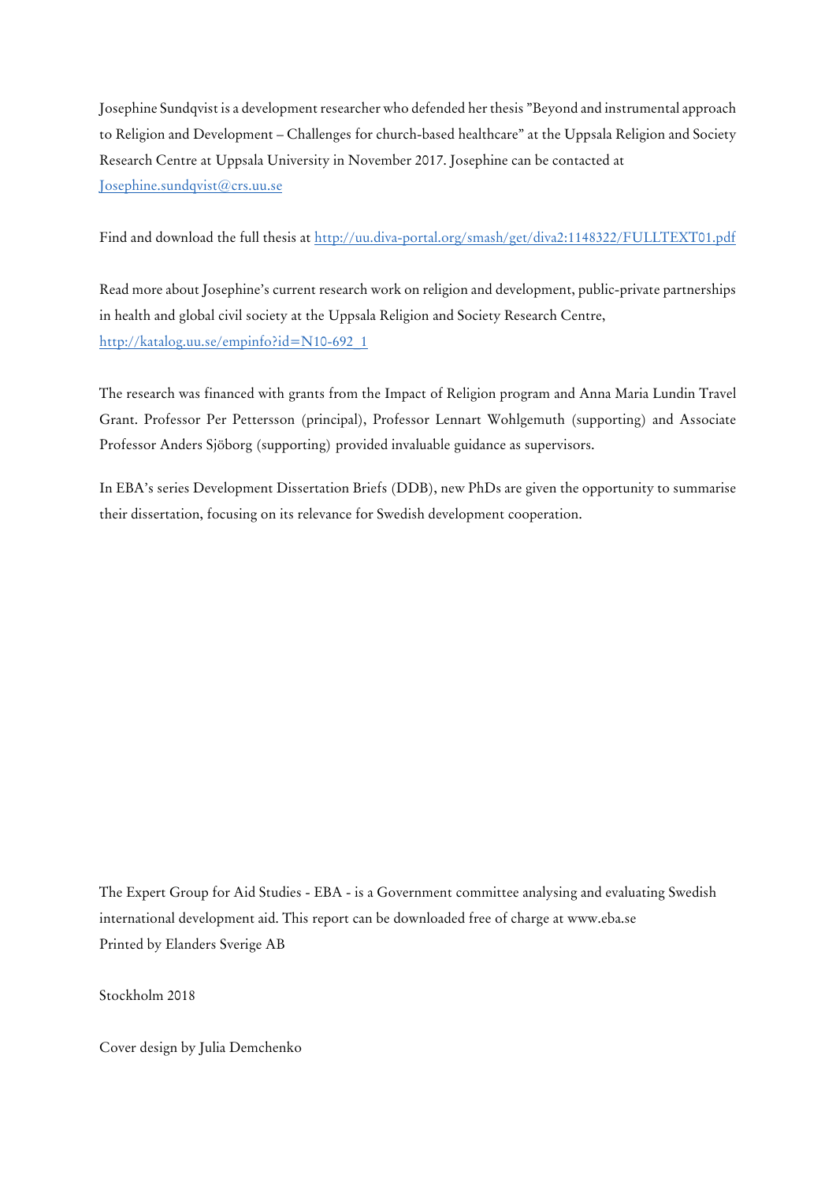Josephine Sundqvist is a development researcher who defended her thesis ”Beyond and instrumental approach to Religion and Development – Challenges for church-based healthcare” at the Uppsala Religion and Society Research Centre at Uppsala University in November 2017. Josephine can be contacted at [Josephine.sundqvist@crs.uu.se](mailto:Josephine.sundqvist@crs.uu.se)

Find and download the full thesis at [http://uu.diva-portal.org/smash/get/diva2:1148322/FULLTEXT01.pdf](http://uu.diva-portal.org/smash/get/diva2:1148322/FULLTEXT01.pdf)

Read more about Josephine's current research work on religion and development, public-private partnerships in health and global civil society at the Uppsala Religion and Society Research Centre, [http://katalog.uu.se/empinfo?id=N10-692_1](http://katalog.uu.se/empinfo?id=N10-692_1)

The research was financed with grants from the Impact of Religion program and Anna Maria Lundin Travel Grant. Professor Per Pettersson (principal), Professor Lennart Wohlgemuth (supporting) and Associate Professor Anders Sjöborg (supporting) provided invaluable guidance as supervisors.

In EBA's series Development Dissertation Briefs (DDB), new PhDs are given the opportunity to summarise their dissertation, focusing on its relevance for Swedish development cooperation.

The Expert Group for Aid Studies - EBA - is a Government committee analysing and evaluating Swedish international development aid. This report can be downloaded free of charge at www.eba.se
Printed by Elanders Sverige AB

Stockholm 2018

Cover design by Julia Demchenko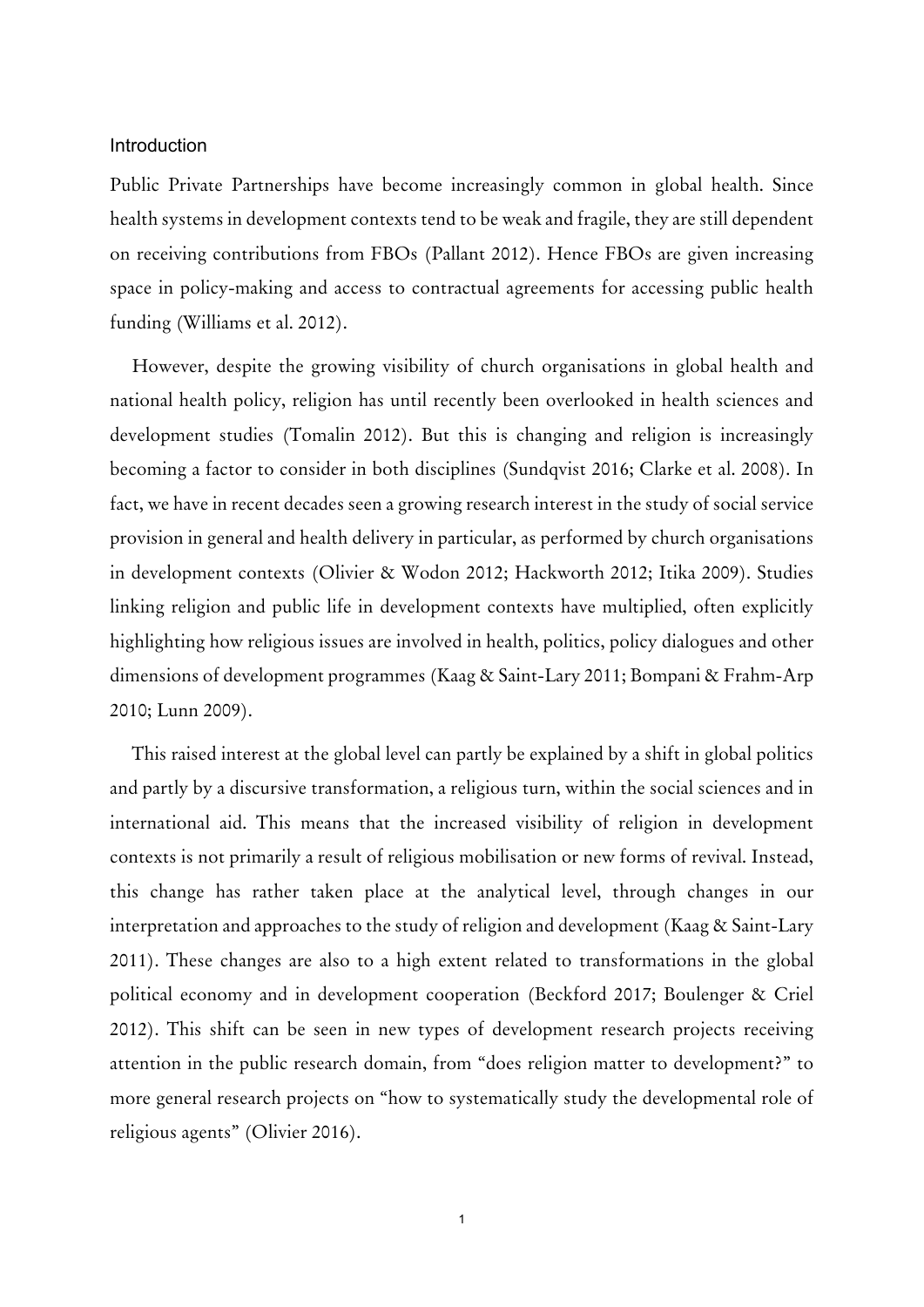## Introduction

Public Private Partnerships have become increasingly common in global health. Since health systems in development contexts tend to be weak and fragile, they are still dependent on receiving contributions from FBOs (Pallant 2012). Hence FBOs are given increasing space in policy-making and access to contractual agreements for accessing public health funding (Williams et al. 2012).

However, despite the growing visibility of church organisations in global health and national health policy, religion has until recently been overlooked in health sciences and development studies (Tomalin 2012). But this is changing and religion is increasingly becoming a factor to consider in both disciplines (Sundqvist 2016; Clarke et al. 2008). In fact, we have in recent decades seen a growing research interest in the study of social service provision in general and health delivery in particular, as performed by church organisations in development contexts (Olivier & Wodon 2012; Hackworth 2012; Itika 2009). Studies linking religion and public life in development contexts have multiplied, often explicitly highlighting how religious issues are involved in health, politics, policy dialogues and other dimensions of development programmes (Kaag & Saint-Lary 2011; Bompani & Frahm-Arp 2010; Lunn 2009).

This raised interest at the global level can partly be explained by a shift in global politics and partly by a discursive transformation, a religious turn, within the social sciences and in international aid. This means that the increased visibility of religion in development contexts is not primarily a result of religious mobilisation or new forms of revival. Instead, this change has rather taken place at the analytical level, through changes in our interpretation and approaches to the study of religion and development (Kaag & Saint-Lary 2011). These changes are also to a high extent related to transformations in the global political economy and in development cooperation (Beckford 2017; Boulenger & Criel 2012). This shift can be seen in new types of development research projects receiving attention in the public research domain, from "does religion matter to development?" to more general research projects on "how to systematically study the developmental role of religious agents" (Olivier 2016).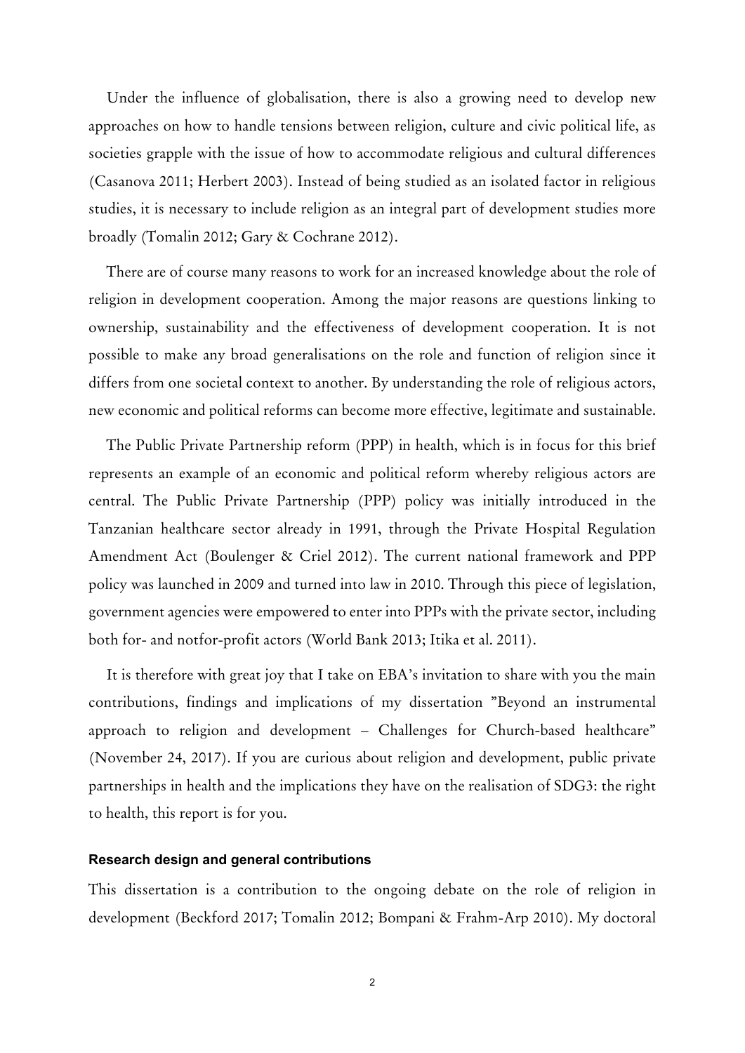Under the influence of globalisation, there is also a growing need to develop new approaches on how to handle tensions between religion, culture and civic political life, as societies grapple with the issue of how to accommodate religious and cultural differences (Casanova 2011; Herbert 2003). Instead of being studied as an isolated factor in religious studies, it is necessary to include religion as an integral part of development studies more broadly (Tomalin 2012; Gary & Cochrane 2012).

There are of course many reasons to work for an increased knowledge about the role of religion in development cooperation. Among the major reasons are questions linking to ownership, sustainability and the effectiveness of development cooperation. It is not possible to make any broad generalisations on the role and function of religion since it differs from one societal context to another. By understanding the role of religious actors, new economic and political reforms can become more effective, legitimate and sustainable.

The Public Private Partnership reform (PPP) in health, which is in focus for this brief represents an example of an economic and political reform whereby religious actors are central. The Public Private Partnership (PPP) policy was initially introduced in the Tanzanian healthcare sector already in 1991, through the Private Hospital Regulation Amendment Act (Boulenger & Criel 2012). The current national framework and PPP policy was launched in 2009 and turned into law in 2010. Through this piece of legislation, government agencies were empowered to enter into PPPs with the private sector, including both for- and notfor-profit actors (World Bank 2013; Itika et al. 2011).

It is therefore with great joy that I take on EBA's invitation to share with you the main contributions, findings and implications of my dissertation "Beyond an instrumental approach to religion and development – Challenges for Church-based healthcare" (November 24, 2017). If you are curious about religion and development, public private partnerships in health and the implications they have on the realisation of SDG3: the right to health, this report is for you.

#### Research design and general contributions

This dissertation is a contribution to the ongoing debate on the role of religion in development (Beckford 2017; Tomalin 2012; Bompani & Frahm-Arp 2010). My doctoral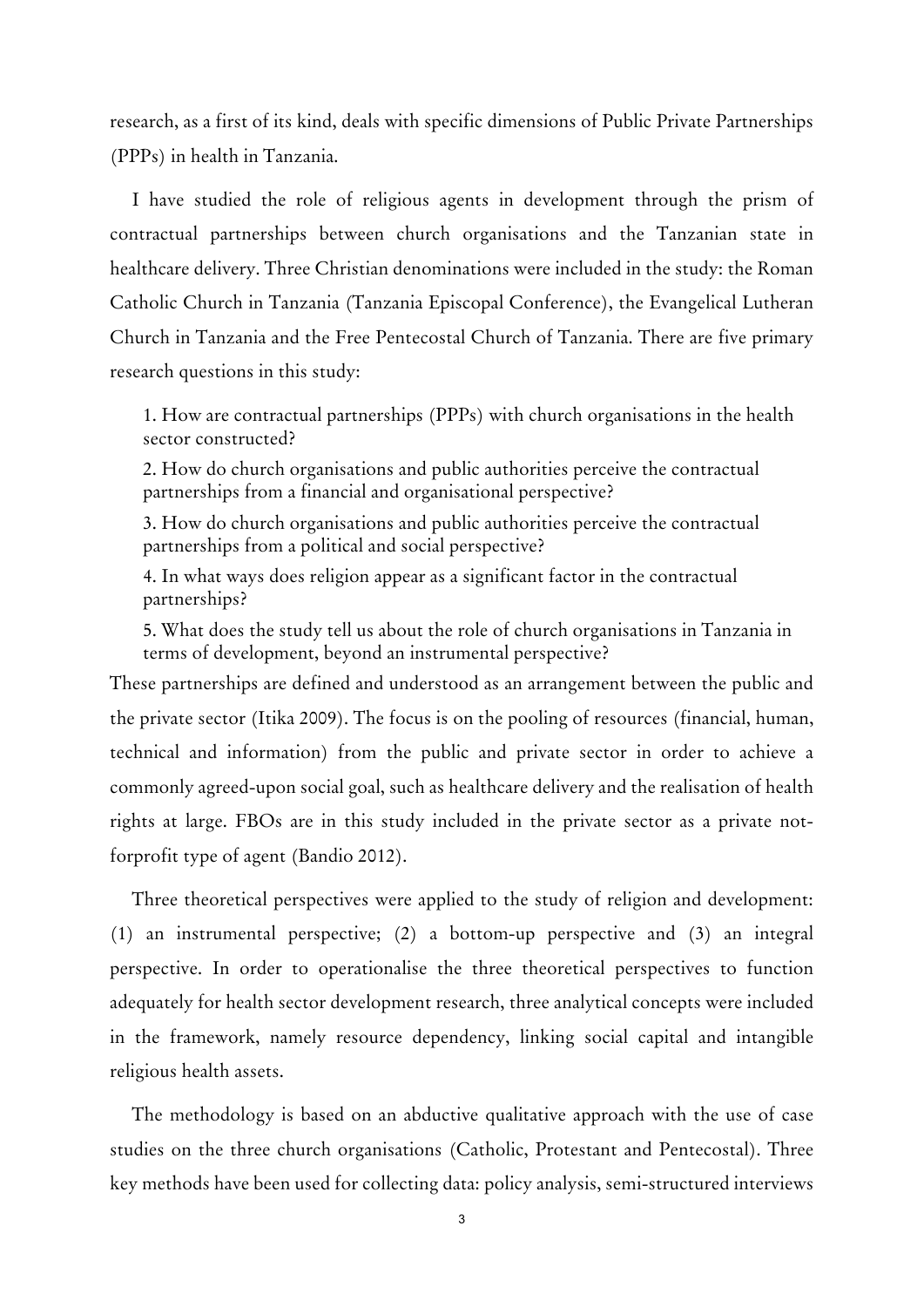research, as a first of its kind, deals with specific dimensions of Public Private Partnerships (PPPs) in health in Tanzania.

I have studied the role of religious agents in development through the prism of contractual partnerships between church organisations and the Tanzanian state in healthcare delivery. Three Christian denominations were included in the study: the Roman Catholic Church in Tanzania (Tanzania Episcopal Conference), the Evangelical Lutheran Church in Tanzania and the Free Pentecostal Church of Tanzania. There are five primary research questions in this study:

1. How are contractual partnerships (PPPs) with church organisations in the health sector constructed?
2. How do church organisations and public authorities perceive the contractual partnerships from a financial and organisational perspective?
3. How do church organisations and public authorities perceive the contractual partnerships from a political and social perspective?
4. In what ways does religion appear as a significant factor in the contractual partnerships?
5. What does the study tell us about the role of church organisations in Tanzania in terms of development, beyond an instrumental perspective?

These partnerships are defined and understood as an arrangement between the public and the private sector (Itika 2009). The focus is on the pooling of resources (financial, human, technical and information) from the public and private sector in order to achieve a commonly agreed-upon social goal, such as healthcare delivery and the realisation of health rights at large. FBOs are in this study included in the private sector as a private not-forprofit type of agent (Bandio 2012).

Three theoretical perspectives were applied to the study of religion and development: (1) an instrumental perspective; (2) a bottom-up perspective and (3) an integral perspective. In order to operationalise the three theoretical perspectives to function adequately for health sector development research, three analytical concepts were included in the framework, namely resource dependency, linking social capital and intangible religious health assets.

The methodology is based on an abductive qualitative approach with the use of case studies on the three church organisations (Catholic, Protestant and Pentecostal). Three key methods have been used for collecting data: policy analysis, semi-structured interviews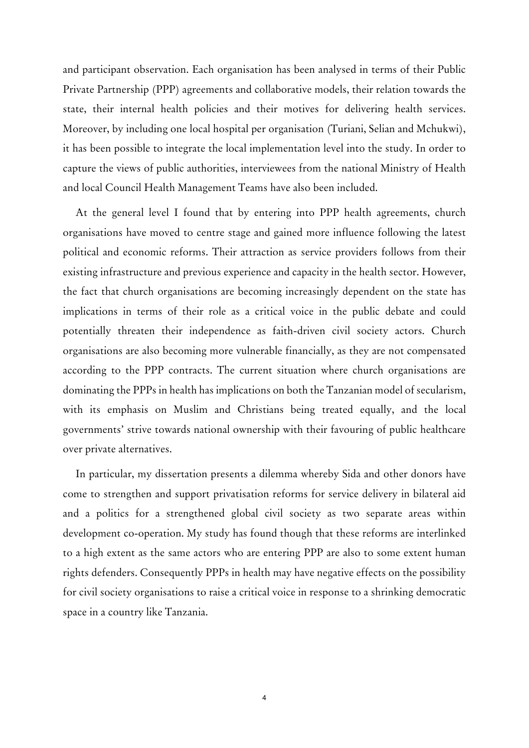and participant observation. Each organisation has been analysed in terms of their Public Private Partnership (PPP) agreements and collaborative models, their relation towards the state, their internal health policies and their motives for delivering health services. Moreover, by including one local hospital per organisation (Turiani, Selian and Mchukwi), it has been possible to integrate the local implementation level into the study. In order to capture the views of public authorities, interviewees from the national Ministry of Health and local Council Health Management Teams have also been included.

At the general level I found that by entering into PPP health agreements, church organisations have moved to centre stage and gained more influence following the latest political and economic reforms. Their attraction as service providers follows from their existing infrastructure and previous experience and capacity in the health sector. However, the fact that church organisations are becoming increasingly dependent on the state has implications in terms of their role as a critical voice in the public debate and could potentially threaten their independence as faith-driven civil society actors. Church organisations are also becoming more vulnerable financially, as they are not compensated according to the PPP contracts. The current situation where church organisations are dominating the PPPs in health has implications on both the Tanzanian model of secularism, with its emphasis on Muslim and Christians being treated equally, and the local governments' strive towards national ownership with their favouring of public healthcare over private alternatives.

In particular, my dissertation presents a dilemma whereby Sida and other donors have come to strengthen and support privatisation reforms for service delivery in bilateral aid and a politics for a strengthened global civil society as two separate areas within development co-operation. My study has found though that these reforms are interlinked to a high extent as the same actors who are entering PPP are also to some extent human rights defenders. Consequently PPPs in health may have negative effects on the possibility for civil society organisations to raise a critical voice in response to a shrinking democratic space in a country like Tanzania.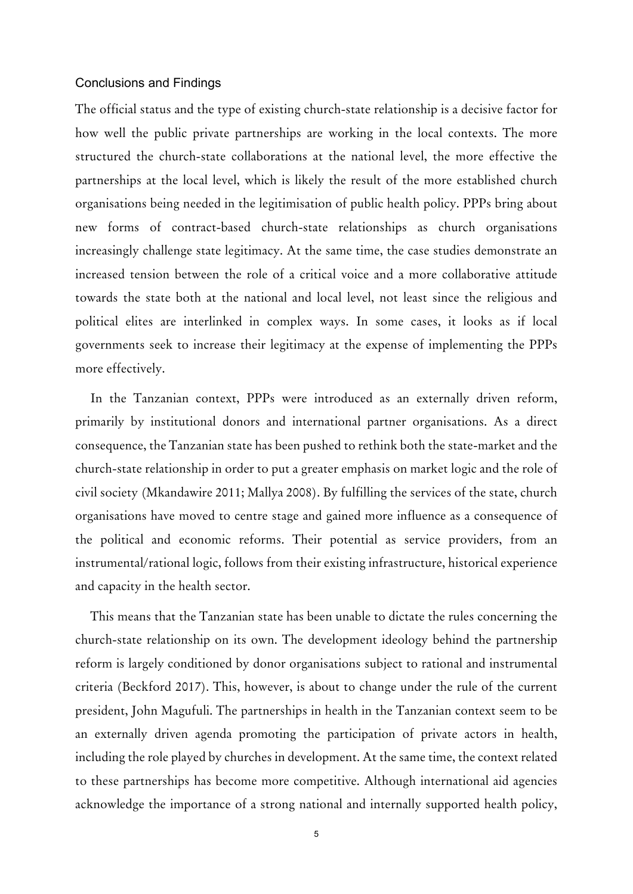## Conclusions and Findings

The official status and the type of existing church-state relationship is a decisive factor for how well the public private partnerships are working in the local contexts. The more structured the church-state collaborations at the national level, the more effective the partnerships at the local level, which is likely the result of the more established church organisations being needed in the legitimisation of public health policy. PPPs bring about new forms of contract-based church-state relationships as church organisations increasingly challenge state legitimacy. At the same time, the case studies demonstrate an increased tension between the role of a critical voice and a more collaborative attitude towards the state both at the national and local level, not least since the religious and political elites are interlinked in complex ways. In some cases, it looks as if local governments seek to increase their legitimacy at the expense of implementing the PPPs more effectively.

In the Tanzanian context, PPPs were introduced as an externally driven reform, primarily by institutional donors and international partner organisations. As a direct consequence, the Tanzanian state has been pushed to rethink both the state-market and the church-state relationship in order to put a greater emphasis on market logic and the role of civil society (Mkandawire 2011; Mallya 2008). By fulfilling the services of the state, church organisations have moved to centre stage and gained more influence as a consequence of the political and economic reforms. Their potential as service providers, from an instrumental/rational logic, follows from their existing infrastructure, historical experience and capacity in the health sector.

This means that the Tanzanian state has been unable to dictate the rules concerning the church-state relationship on its own. The development ideology behind the partnership reform is largely conditioned by donor organisations subject to rational and instrumental criteria (Beckford 2017). This, however, is about to change under the rule of the current president, John Magufuli. The partnerships in health in the Tanzanian context seem to be an externally driven agenda promoting the participation of private actors in health, including the role played by churches in development. At the same time, the context related to these partnerships has become more competitive. Although international aid agencies acknowledge the importance of a strong national and internally supported health policy,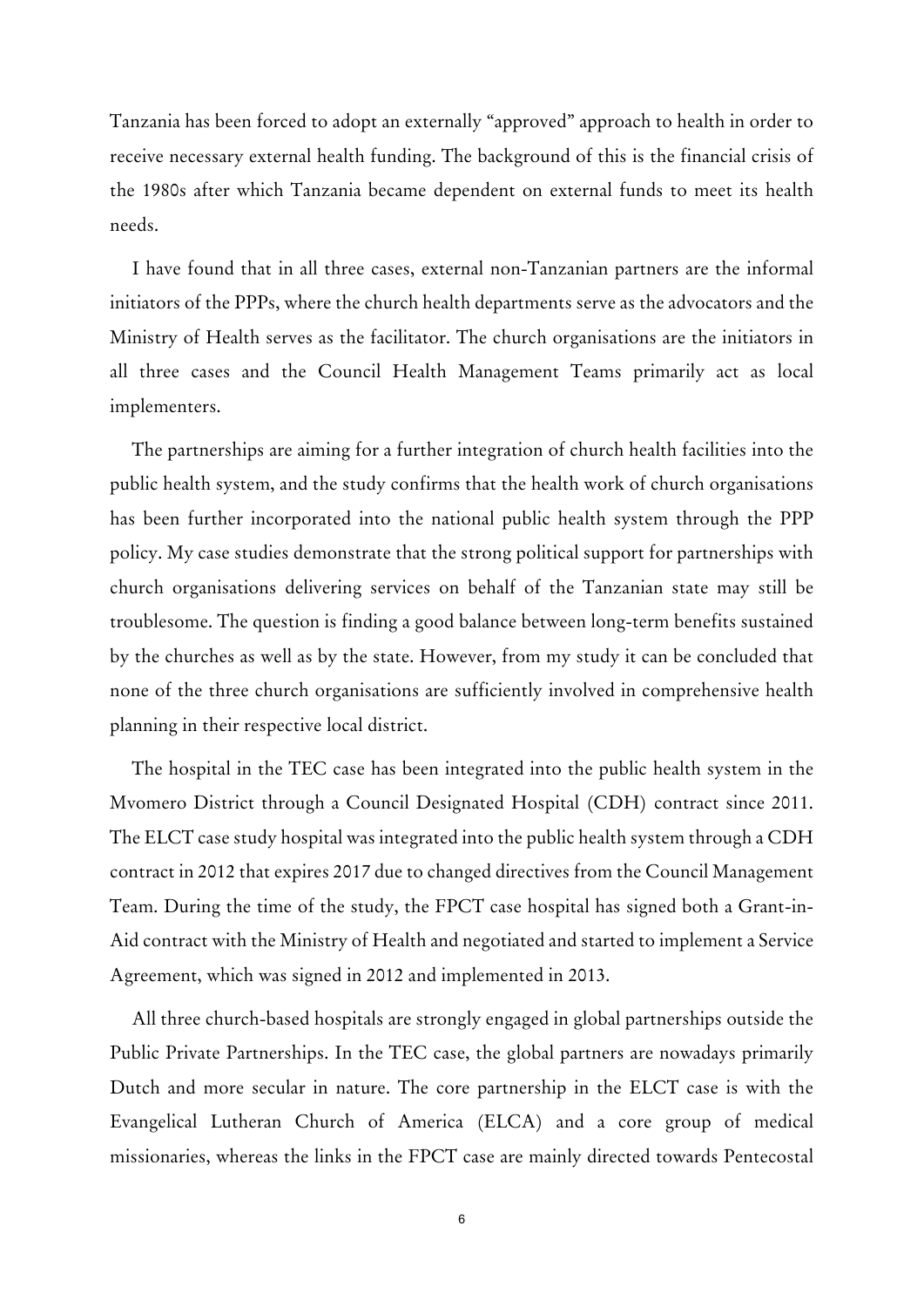Tanzania has been forced to adopt an externally "approved" approach to health in order to receive necessary external health funding. The background of this is the financial crisis of the 1980s after which Tanzania became dependent on external funds to meet its health needs.

I have found that in all three cases, external non-Tanzanian partners are the informal initiators of the PPPs, where the church health departments serve as the advocators and the Ministry of Health serves as the facilitator. The church organisations are the initiators in all three cases and the Council Health Management Teams primarily act as local implementers.

The partnerships are aiming for a further integration of church health facilities into the public health system, and the study confirms that the health work of church organisations has been further incorporated into the national public health system through the PPP policy. My case studies demonstrate that the strong political support for partnerships with church organisations delivering services on behalf of the Tanzanian state may still be troublesome. The question is finding a good balance between long-term benefits sustained by the churches as well as by the state. However, from my study it can be concluded that none of the three church organisations are sufficiently involved in comprehensive health planning in their respective local district.

The hospital in the TEC case has been integrated into the public health system in the Mvomero District through a Council Designated Hospital (CDH) contract since 2011. The ELCT case study hospital was integrated into the public health system through a CDH contract in 2012 that expires 2017 due to changed directives from the Council Management Team. During the time of the study, the FPCT case hospital has signed both a Grant-in-Aid contract with the Ministry of Health and negotiated and started to implement a Service Agreement, which was signed in 2012 and implemented in 2013.

All three church-based hospitals are strongly engaged in global partnerships outside the Public Private Partnerships. In the TEC case, the global partners are nowadays primarily Dutch and more secular in nature. The core partnership in the ELCT case is with the Evangelical Lutheran Church of America (ELCA) and a core group of medical missionaries, whereas the links in the FPCT case are mainly directed towards Pentecostal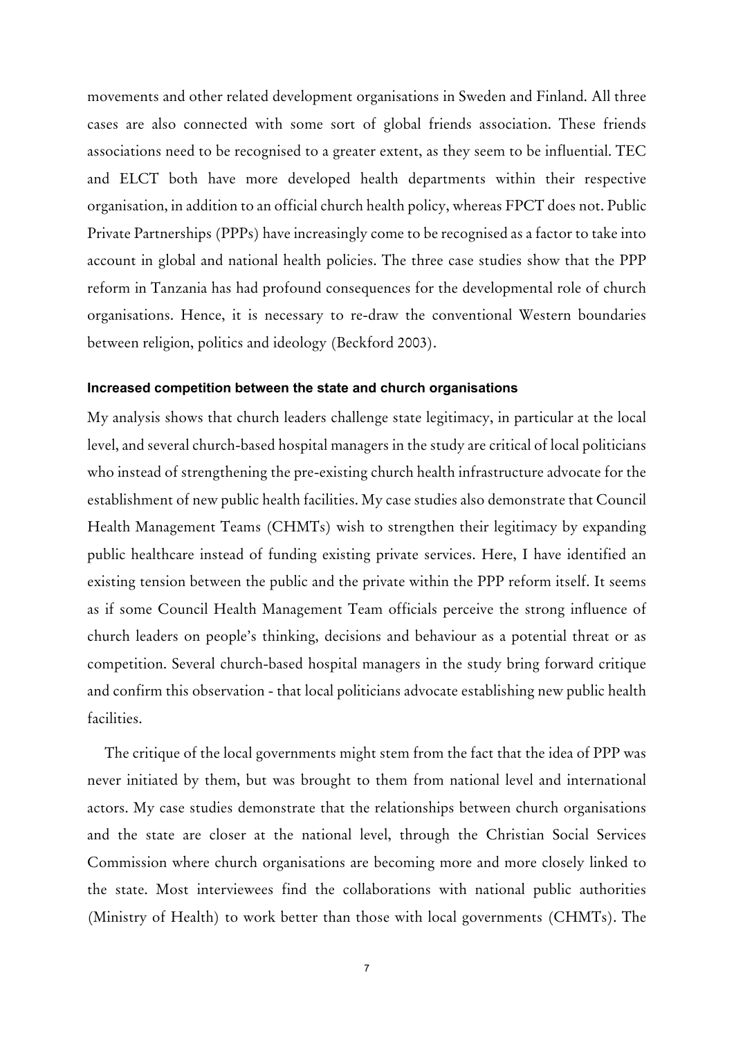movements and other related development organisations in Sweden and Finland. All three cases are also connected with some sort of global friends association. These friends associations need to be recognised to a greater extent, as they seem to be influential. TEC and ELCT both have more developed health departments within their respective organisation, in addition to an official church health policy, whereas FPCT does not. Public Private Partnerships (PPPs) have increasingly come to be recognised as a factor to take into account in global and national health policies. The three case studies show that the PPP reform in Tanzania has had profound consequences for the developmental role of church organisations. Hence, it is necessary to re-draw the conventional Western boundaries between religion, politics and ideology (Beckford 2003).

### Increased competition between the state and church organisations

My analysis shows that church leaders challenge state legitimacy, in particular at the local level, and several church-based hospital managers in the study are critical of local politicians who instead of strengthening the pre-existing church health infrastructure advocate for the establishment of new public health facilities. My case studies also demonstrate that Council Health Management Teams (CHMTs) wish to strengthen their legitimacy by expanding public healthcare instead of funding existing private services. Here, I have identified an existing tension between the public and the private within the PPP reform itself. It seems as if some Council Health Management Team officials perceive the strong influence of church leaders on people's thinking, decisions and behaviour as a potential threat or as competition. Several church-based hospital managers in the study bring forward critique and confirm this observation - that local politicians advocate establishing new public health facilities.

The critique of the local governments might stem from the fact that the idea of PPP was never initiated by them, but was brought to them from national level and international actors. My case studies demonstrate that the relationships between church organisations and the state are closer at the national level, through the Christian Social Services Commission where church organisations are becoming more and more closely linked to the state. Most interviewees find the collaborations with national public authorities (Ministry of Health) to work better than those with local governments (CHMTs). The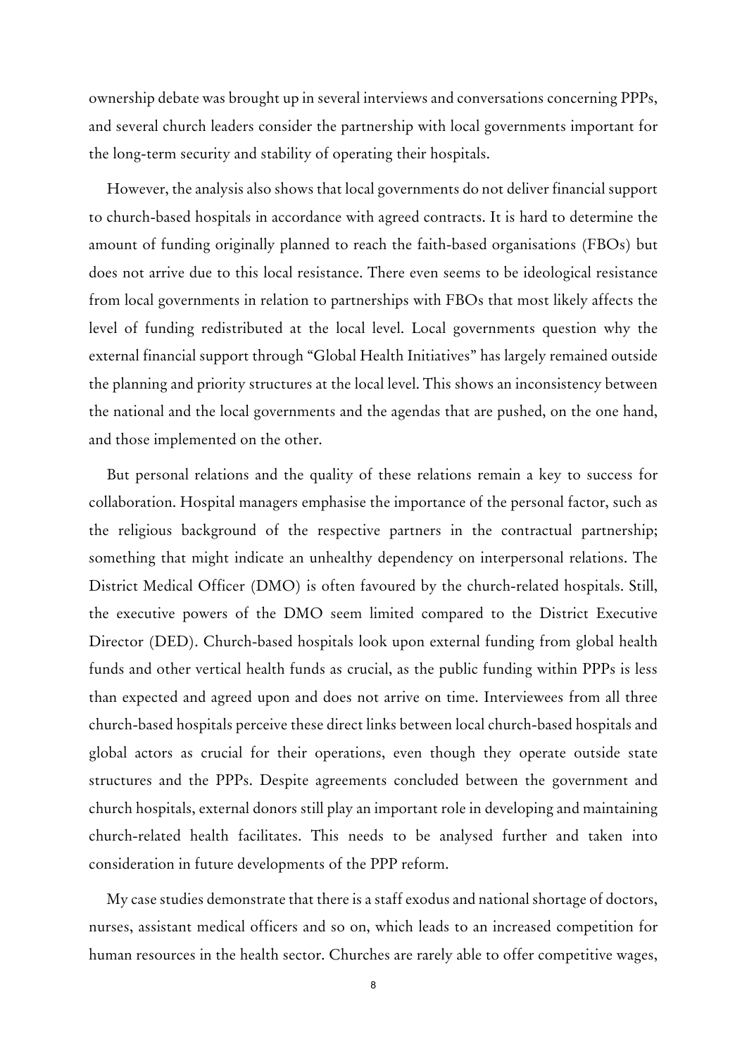ownership debate was brought up in several interviews and conversations concerning PPPs, and several church leaders consider the partnership with local governments important for the long-term security and stability of operating their hospitals.

However, the analysis also shows that local governments do not deliver financial support to church-based hospitals in accordance with agreed contracts. It is hard to determine the amount of funding originally planned to reach the faith-based organisations (FBOs) but does not arrive due to this local resistance. There even seems to be ideological resistance from local governments in relation to partnerships with FBOs that most likely affects the level of funding redistributed at the local level. Local governments question why the external financial support through "Global Health Initiatives" has largely remained outside the planning and priority structures at the local level. This shows an inconsistency between the national and the local governments and the agendas that are pushed, on the one hand, and those implemented on the other.

But personal relations and the quality of these relations remain a key to success for collaboration. Hospital managers emphasise the importance of the personal factor, such as the religious background of the respective partners in the contractual partnership; something that might indicate an unhealthy dependency on interpersonal relations. The District Medical Officer (DMO) is often favoured by the church-related hospitals. Still, the executive powers of the DMO seem limited compared to the District Executive Director (DED). Church-based hospitals look upon external funding from global health funds and other vertical health funds as crucial, as the public funding within PPPs is less than expected and agreed upon and does not arrive on time. Interviewees from all three church-based hospitals perceive these direct links between local church-based hospitals and global actors as crucial for their operations, even though they operate outside state structures and the PPPs. Despite agreements concluded between the government and church hospitals, external donors still play an important role in developing and maintaining church-related health facilitates. This needs to be analysed further and taken into consideration in future developments of the PPP reform.

My case studies demonstrate that there is a staff exodus and national shortage of doctors, nurses, assistant medical officers and so on, which leads to an increased competition for human resources in the health sector. Churches are rarely able to offer competitive wages,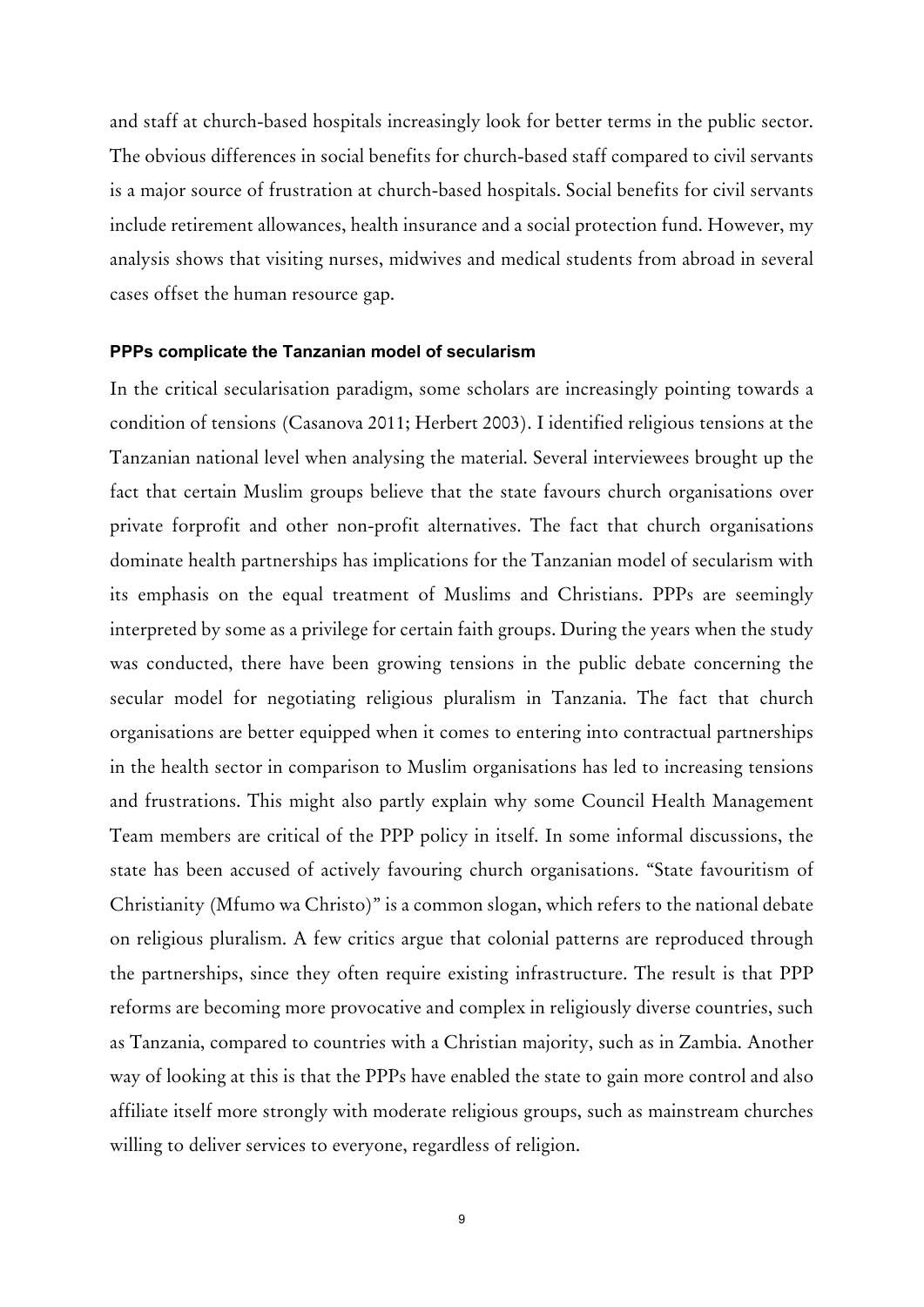and staff at church-based hospitals increasingly look for better terms in the public sector. The obvious differences in social benefits for church-based staff compared to civil servants is a major source of frustration at church-based hospitals. Social benefits for civil servants include retirement allowances, health insurance and a social protection fund. However, my analysis shows that visiting nurses, midwives and medical students from abroad in several cases offset the human resource gap.

### PPPs complicate the Tanzanian model of secularism

In the critical secularisation paradigm, some scholars are increasingly pointing towards a condition of tensions (Casanova 2011; Herbert 2003). I identified religious tensions at the Tanzanian national level when analysing the material. Several interviewees brought up the fact that certain Muslim groups believe that the state favours church organisations over private forprofit and other non-profit alternatives. The fact that church organisations dominate health partnerships has implications for the Tanzanian model of secularism with its emphasis on the equal treatment of Muslims and Christians. PPPs are seemingly interpreted by some as a privilege for certain faith groups. During the years when the study was conducted, there have been growing tensions in the public debate concerning the secular model for negotiating religious pluralism in Tanzania. The fact that church organisations are better equipped when it comes to entering into contractual partnerships in the health sector in comparison to Muslim organisations has led to increasing tensions and frustrations. This might also partly explain why some Council Health Management Team members are critical of the PPP policy in itself. In some informal discussions, the state has been accused of actively favouring church organisations. "State favouritism of Christianity (Mfumo wa Christo)" is a common slogan, which refers to the national debate on religious pluralism. A few critics argue that colonial patterns are reproduced through the partnerships, since they often require existing infrastructure. The result is that PPP reforms are becoming more provocative and complex in religiously diverse countries, such as Tanzania, compared to countries with a Christian majority, such as in Zambia. Another way of looking at this is that the PPPs have enabled the state to gain more control and also affiliate itself more strongly with moderate religious groups, such as mainstream churches willing to deliver services to everyone, regardless of religion.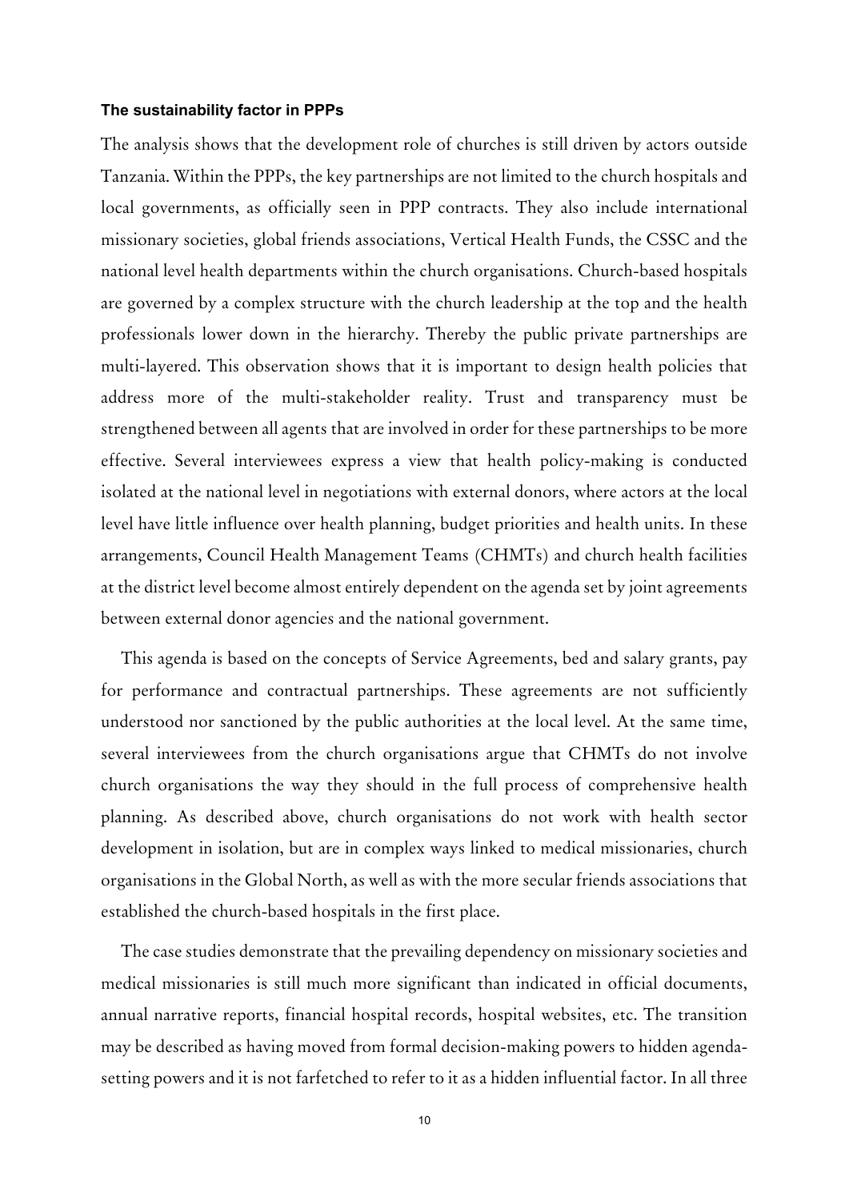### The sustainability factor in PPPs

The analysis shows that the development role of churches is still driven by actors outside Tanzania. Within the PPPs, the key partnerships are not limited to the church hospitals and local governments, as officially seen in PPP contracts. They also include international missionary societies, global friends associations, Vertical Health Funds, the CSSC and the national level health departments within the church organisations. Church-based hospitals are governed by a complex structure with the church leadership at the top and the health professionals lower down in the hierarchy. Thereby the public private partnerships are multi-layered. This observation shows that it is important to design health policies that address more of the multi-stakeholder reality. Trust and transparency must be strengthened between all agents that are involved in order for these partnerships to be more effective. Several interviewees express a view that health policy-making is conducted isolated at the national level in negotiations with external donors, where actors at the local level have little influence over health planning, budget priorities and health units. In these arrangements, Council Health Management Teams (CHMTs) and church health facilities at the district level become almost entirely dependent on the agenda set by joint agreements between external donor agencies and the national government.

This agenda is based on the concepts of Service Agreements, bed and salary grants, pay for performance and contractual partnerships. These agreements are not sufficiently understood nor sanctioned by the public authorities at the local level. At the same time, several interviewees from the church organisations argue that CHMTs do not involve church organisations the way they should in the full process of comprehensive health planning. As described above, church organisations do not work with health sector development in isolation, but are in complex ways linked to medical missionaries, church organisations in the Global North, as well as with the more secular friends associations that established the church-based hospitals in the first place.

The case studies demonstrate that the prevailing dependency on missionary societies and medical missionaries is still much more significant than indicated in official documents, annual narrative reports, financial hospital records, hospital websites, etc. The transition may be described as having moved from formal decision-making powers to hidden agenda-setting powers and it is not farfetched to refer to it as a hidden influential factor. In all three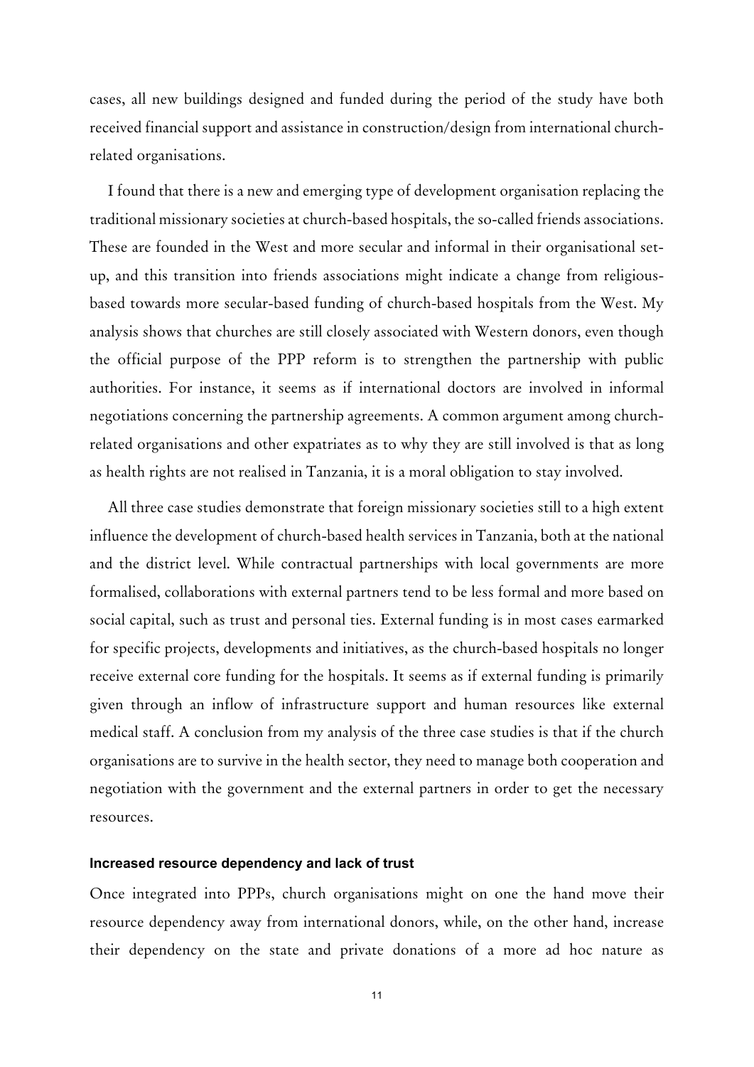cases, all new buildings designed and funded during the period of the study have both received financial support and assistance in construction/design from international church-related organisations.

I found that there is a new and emerging type of development organisation replacing the traditional missionary societies at church-based hospitals, the so-called friends associations. These are founded in the West and more secular and informal in their organisational set-up, and this transition into friends associations might indicate a change from religious-based towards more secular-based funding of church-based hospitals from the West. My analysis shows that churches are still closely associated with Western donors, even though the official purpose of the PPP reform is to strengthen the partnership with public authorities. For instance, it seems as if international doctors are involved in informal negotiations concerning the partnership agreements. A common argument among church-related organisations and other expatriates as to why they are still involved is that as long as health rights are not realised in Tanzania, it is a moral obligation to stay involved.

All three case studies demonstrate that foreign missionary societies still to a high extent influence the development of church-based health services in Tanzania, both at the national and the district level. While contractual partnerships with local governments are more formalised, collaborations with external partners tend to be less formal and more based on social capital, such as trust and personal ties. External funding is in most cases earmarked for specific projects, developments and initiatives, as the church-based hospitals no longer receive external core funding for the hospitals. It seems as if external funding is primarily given through an inflow of infrastructure support and human resources like external medical staff. A conclusion from my analysis of the three case studies is that if the church organisations are to survive in the health sector, they need to manage both cooperation and negotiation with the government and the external partners in order to get the necessary resources.

#### Increased resource dependency and lack of trust

Once integrated into PPPs, church organisations might on one the hand move their resource dependency away from international donors, while, on the other hand, increase their dependency on the state and private donations of a more ad hoc nature as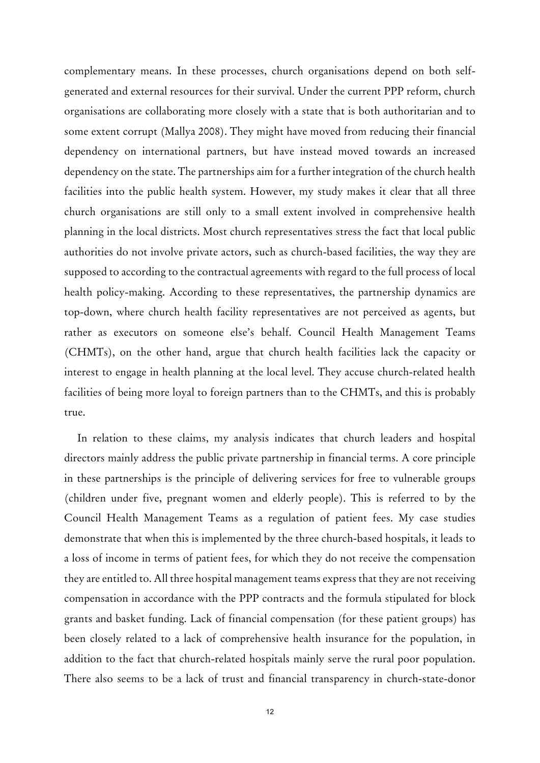complementary means. In these processes, church organisations depend on both self-generated and external resources for their survival. Under the current PPP reform, church organisations are collaborating more closely with a state that is both authoritarian and to some extent corrupt (Mallya 2008). They might have moved from reducing their financial dependency on international partners, but have instead moved towards an increased dependency on the state. The partnerships aim for a further integration of the church health facilities into the public health system. However, my study makes it clear that all three church organisations are still only to a small extent involved in comprehensive health planning in the local districts. Most church representatives stress the fact that local public authorities do not involve private actors, such as church-based facilities, the way they are supposed to according to the contractual agreements with regard to the full process of local health policy-making. According to these representatives, the partnership dynamics are top-down, where church health facility representatives are not perceived as agents, but rather as executors on someone else's behalf. Council Health Management Teams (CHMTs), on the other hand, argue that church health facilities lack the capacity or interest to engage in health planning at the local level. They accuse church-related health facilities of being more loyal to foreign partners than to the CHMTs, and this is probably true.

In relation to these claims, my analysis indicates that church leaders and hospital directors mainly address the public private partnership in financial terms. A core principle in these partnerships is the principle of delivering services for free to vulnerable groups (children under five, pregnant women and elderly people). This is referred to by the Council Health Management Teams as a regulation of patient fees. My case studies demonstrate that when this is implemented by the three church-based hospitals, it leads to a loss of income in terms of patient fees, for which they do not receive the compensation they are entitled to. All three hospital management teams express that they are not receiving compensation in accordance with the PPP contracts and the formula stipulated for block grants and basket funding. Lack of financial compensation (for these patient groups) has been closely related to a lack of comprehensive health insurance for the population, in addition to the fact that church-related hospitals mainly serve the rural poor population. There also seems to be a lack of trust and financial transparency in church-state-donor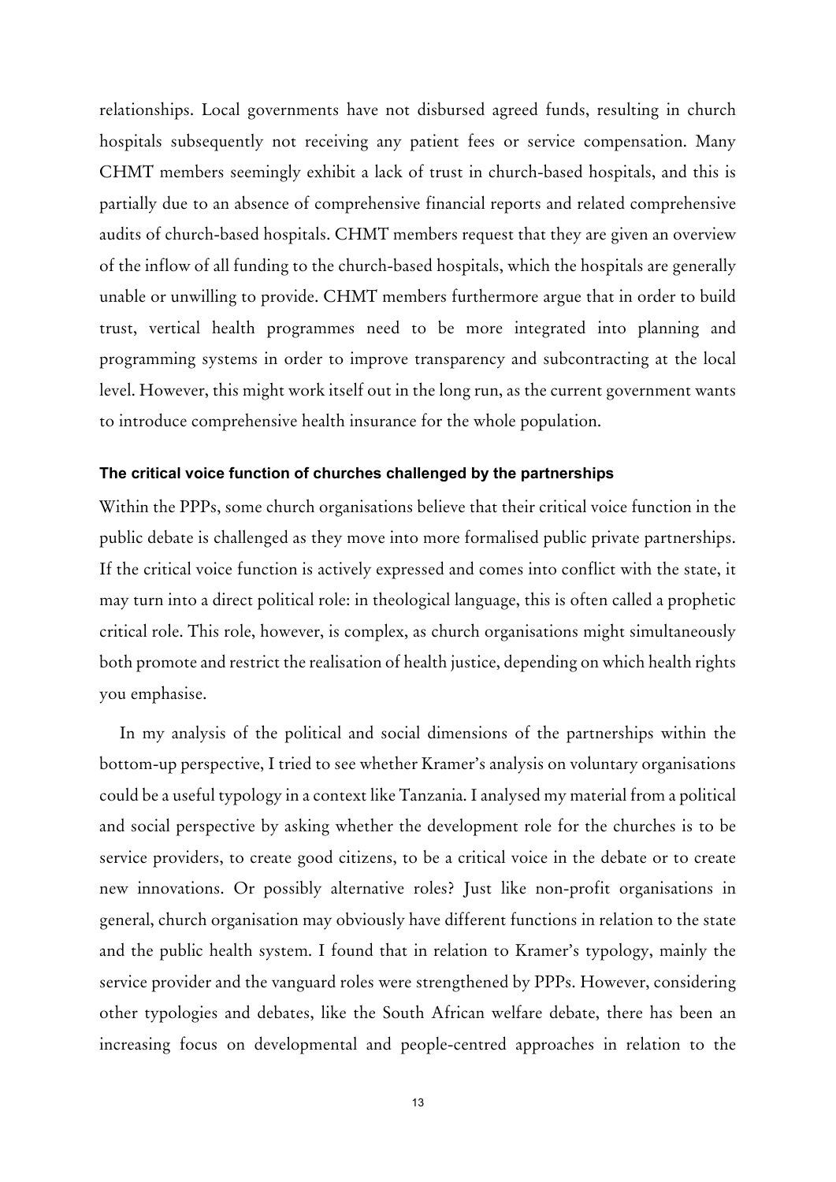relationships. Local governments have not disbursed agreed funds, resulting in church hospitals subsequently not receiving any patient fees or service compensation. Many CHMT members seemingly exhibit a lack of trust in church-based hospitals, and this is partially due to an absence of comprehensive financial reports and related comprehensive audits of church-based hospitals. CHMT members request that they are given an overview of the inflow of all funding to the church-based hospitals, which the hospitals are generally unable or unwilling to provide. CHMT members furthermore argue that in order to build trust, vertical health programmes need to be more integrated into planning and programming systems in order to improve transparency and subcontracting at the local level. However, this might work itself out in the long run, as the current government wants to introduce comprehensive health insurance for the whole population.

#### The critical voice function of churches challenged by the partnerships

Within the PPPs, some church organisations believe that their critical voice function in the public debate is challenged as they move into more formalised public private partnerships. If the critical voice function is actively expressed and comes into conflict with the state, it may turn into a direct political role: in theological language, this is often called a prophetic critical role. This role, however, is complex, as church organisations might simultaneously both promote and restrict the realisation of health justice, depending on which health rights you emphasise.

In my analysis of the political and social dimensions of the partnerships within the bottom-up perspective, I tried to see whether Kramer's analysis on voluntary organisations could be a useful typology in a context like Tanzania. I analysed my material from a political and social perspective by asking whether the development role for the churches is to be service providers, to create good citizens, to be a critical voice in the debate or to create new innovations. Or possibly alternative roles? Just like non-profit organisations in general, church organisation may obviously have different functions in relation to the state and the public health system. I found that in relation to Kramer's typology, mainly the service provider and the vanguard roles were strengthened by PPPs. However, considering other typologies and debates, like the South African welfare debate, there has been an increasing focus on developmental and people-centred approaches in relation to the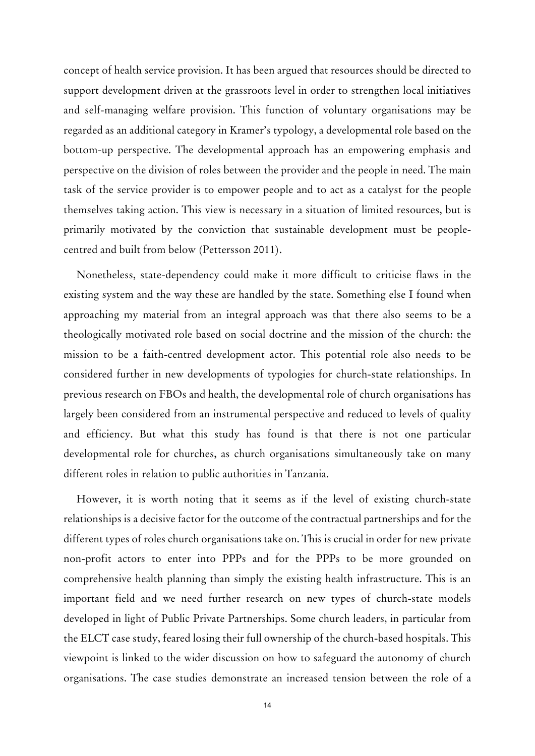concept of health service provision. It has been argued that resources should be directed to support development driven at the grassroots level in order to strengthen local initiatives and self-managing welfare provision. This function of voluntary organisations may be regarded as an additional category in Kramer's typology, a developmental role based on the bottom-up perspective. The developmental approach has an empowering emphasis and perspective on the division of roles between the provider and the people in need. The main task of the service provider is to empower people and to act as a catalyst for the people themselves taking action. This view is necessary in a situation of limited resources, but is primarily motivated by the conviction that sustainable development must be people-centred and built from below (Pettersson 2011).

Nonetheless, state-dependency could make it more difficult to criticise flaws in the existing system and the way these are handled by the state. Something else I found when approaching my material from an integral approach was that there also seems to be a theologically motivated role based on social doctrine and the mission of the church: the mission to be a faith-centred development actor. This potential role also needs to be considered further in new developments of typologies for church-state relationships. In previous research on FBOs and health, the developmental role of church organisations has largely been considered from an instrumental perspective and reduced to levels of quality and efficiency. But what this study has found is that there is not one particular developmental role for churches, as church organisations simultaneously take on many different roles in relation to public authorities in Tanzania.

However, it is worth noting that it seems as if the level of existing church-state relationships is a decisive factor for the outcome of the contractual partnerships and for the different types of roles church organisations take on. This is crucial in order for new private non-profit actors to enter into PPPs and for the PPPs to be more grounded on comprehensive health planning than simply the existing health infrastructure. This is an important field and we need further research on new types of church-state models developed in light of Public Private Partnerships. Some church leaders, in particular from the ELCT case study, feared losing their full ownership of the church-based hospitals. This viewpoint is linked to the wider discussion on how to safeguard the autonomy of church organisations. The case studies demonstrate an increased tension between the role of a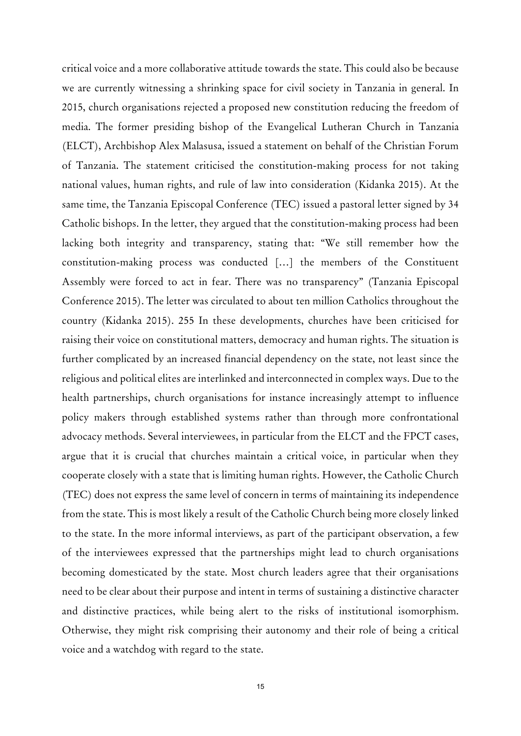critical voice and a more collaborative attitude towards the state. This could also be because we are currently witnessing a shrinking space for civil society in Tanzania in general. In 2015, church organisations rejected a proposed new constitution reducing the freedom of media. The former presiding bishop of the Evangelical Lutheran Church in Tanzania (ELCT), Archbishop Alex Malasusa, issued a statement on behalf of the Christian Forum of Tanzania. The statement criticised the constitution-making process for not taking national values, human rights, and rule of law into consideration (Kidanka 2015). At the same time, the Tanzania Episcopal Conference (TEC) issued a pastoral letter signed by 34 Catholic bishops. In the letter, they argued that the constitution-making process had been lacking both integrity and transparency, stating that: "We still remember how the constitution-making process was conducted […] the members of the Constituent Assembly were forced to act in fear. There was no transparency" (Tanzania Episcopal Conference 2015). The letter was circulated to about ten million Catholics throughout the country (Kidanka 2015). 255 In these developments, churches have been criticised for raising their voice on constitutional matters, democracy and human rights. The situation is further complicated by an increased financial dependency on the state, not least since the religious and political elites are interlinked and interconnected in complex ways. Due to the health partnerships, church organisations for instance increasingly attempt to influence policy makers through established systems rather than through more confrontational advocacy methods. Several interviewees, in particular from the ELCT and the FPCT cases, argue that it is crucial that churches maintain a critical voice, in particular when they cooperate closely with a state that is limiting human rights. However, the Catholic Church (TEC) does not express the same level of concern in terms of maintaining its independence from the state. This is most likely a result of the Catholic Church being more closely linked to the state. In the more informal interviews, as part of the participant observation, a few of the interviewees expressed that the partnerships might lead to church organisations becoming domesticated by the state. Most church leaders agree that their organisations need to be clear about their purpose and intent in terms of sustaining a distinctive character and distinctive practices, while being alert to the risks of institutional isomorphism. Otherwise, they might risk comprising their autonomy and their role of being a critical voice and a watchdog with regard to the state.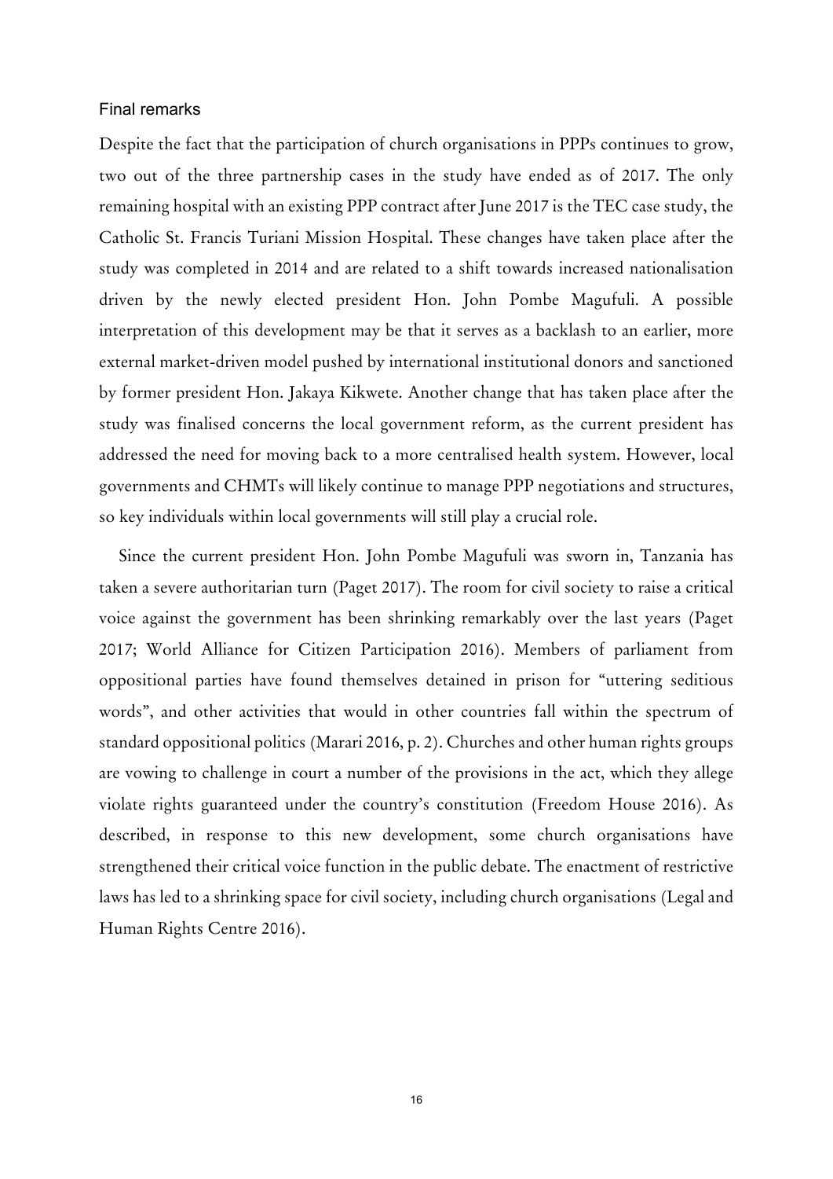## Final remarks

Despite the fact that the participation of church organisations in PPPs continues to grow, two out of the three partnership cases in the study have ended as of 2017. The only remaining hospital with an existing PPP contract after June 2017 is the TEC case study, the Catholic St. Francis Turiani Mission Hospital. These changes have taken place after the study was completed in 2014 and are related to a shift towards increased nationalisation driven by the newly elected president Hon. John Pombe Magufuli. A possible interpretation of this development may be that it serves as a backlash to an earlier, more external market-driven model pushed by international institutional donors and sanctioned by former president Hon. Jakaya Kikwete. Another change that has taken place after the study was finalised concerns the local government reform, as the current president has addressed the need for moving back to a more centralised health system. However, local governments and CHMTs will likely continue to manage PPP negotiations and structures, so key individuals within local governments will still play a crucial role.

Since the current president Hon. John Pombe Magufuli was sworn in, Tanzania has taken a severe authoritarian turn (Paget 2017). The room for civil society to raise a critical voice against the government has been shrinking remarkably over the last years (Paget 2017; World Alliance for Citizen Participation 2016). Members of parliament from oppositional parties have found themselves detained in prison for "uttering seditious words", and other activities that would in other countries fall within the spectrum of standard oppositional politics (Marari 2016, p. 2). Churches and other human rights groups are vowing to challenge in court a number of the provisions in the act, which they allege violate rights guaranteed under the country's constitution (Freedom House 2016). As described, in response to this new development, some church organisations have strengthened their critical voice function in the public debate. The enactment of restrictive laws has led to a shrinking space for civil society, including church organisations (Legal and Human Rights Centre 2016).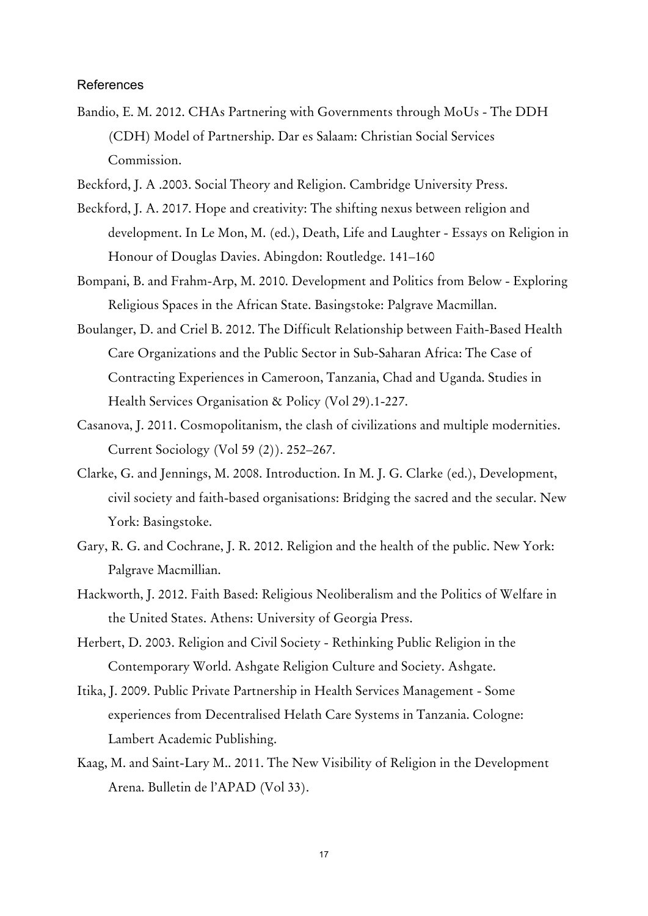## References

Bandio, E. M. 2012. CHAs Partnering with Governments through MoUs - The DDH (CDH) Model of Partnership. Dar es Salaam: Christian Social Services Commission.

Beckford, J. A .2003. Social Theory and Religion. Cambridge University Press.

Beckford, J. A. 2017. Hope and creativity: The shifting nexus between religion and development. In Le Mon, M. (ed.), Death, Life and Laughter - Essays on Religion in Honour of Douglas Davies. Abingdon: Routledge. 141–160

Bompani, B. and Frahm-Arp, M. 2010. Development and Politics from Below - Exploring Religious Spaces in the African State. Basingstoke: Palgrave Macmillan.

Boulanger, D. and Criel B. 2012. The Difficult Relationship between Faith-Based Health Care Organizations and the Public Sector in Sub-Saharan Africa: The Case of Contracting Experiences in Cameroon, Tanzania, Chad and Uganda. Studies in Health Services Organisation & Policy (Vol 29).1-227.

Casanova, J. 2011. Cosmopolitanism, the clash of civilizations and multiple modernities. Current Sociology (Vol 59 (2)). 252–267.

Clarke, G. and Jennings, M. 2008. Introduction. In M. J. G. Clarke (ed.), Development, civil society and faith-based organisations: Bridging the sacred and the secular. New York: Basingstoke.

Gary, R. G. and Cochrane, J. R. 2012. Religion and the health of the public. New York: Palgrave Macmillian.

Hackworth, J. 2012. Faith Based: Religious Neoliberalism and the Politics of Welfare in the United States. Athens: University of Georgia Press.

Herbert, D. 2003. Religion and Civil Society - Rethinking Public Religion in the Contemporary World. Ashgate Religion Culture and Society. Ashgate.

Itika, J. 2009. Public Private Partnership in Health Services Management - Some experiences from Decentralised Helath Care Systems in Tanzania. Cologne: Lambert Academic Publishing.

Kaag, M. and Saint-Lary M.. 2011. The New Visibility of Religion in the Development Arena. Bulletin de l'APAD (Vol 33).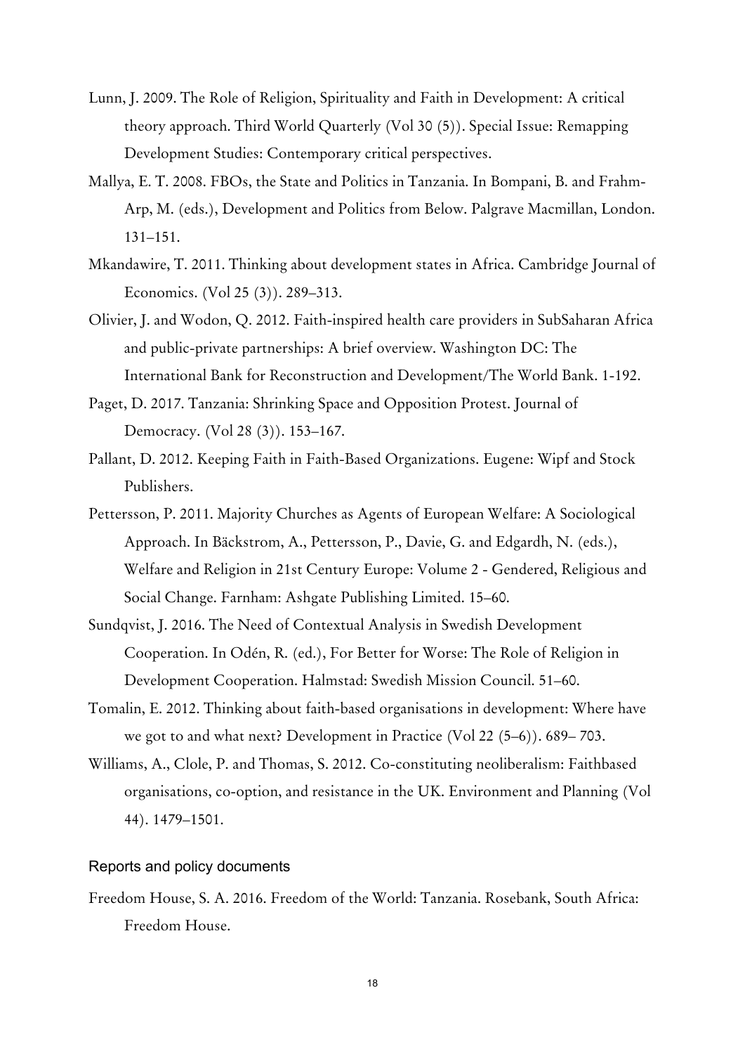Lunn, J. 2009. The Role of Religion, Spirituality and Faith in Development: A critical theory approach. Third World Quarterly (Vol 30 (5)). Special Issue: Remapping Development Studies: Contemporary critical perspectives.

Mallya, E. T. 2008. FBOs, the State and Politics in Tanzania. In Bompani, B. and Frahm-Arp, M. (eds.), Development and Politics from Below. Palgrave Macmillan, London. 131–151.

Mkandawire, T. 2011. Thinking about development states in Africa. Cambridge Journal of Economics. (Vol 25 (3)). 289–313.

Olivier, J. and Wodon, Q. 2012. Faith-inspired health care providers in SubSaharan Africa and public-private partnerships: A brief overview. Washington DC: The International Bank for Reconstruction and Development/The World Bank. 1-192.

Paget, D. 2017. Tanzania: Shrinking Space and Opposition Protest. Journal of Democracy. (Vol 28 (3)). 153–167.

Pallant, D. 2012. Keeping Faith in Faith-Based Organizations. Eugene: Wipf and Stock Publishers.

Pettersson, P. 2011. Majority Churches as Agents of European Welfare: A Sociological Approach. In Bäckstrom, A., Pettersson, P., Davie, G. and Edgardh, N. (eds.), Welfare and Religion in 21st Century Europe: Volume 2 - Gendered, Religious and Social Change. Farnham: Ashgate Publishing Limited. 15–60.

Sundqvist, J. 2016. The Need of Contextual Analysis in Swedish Development Cooperation. In Odén, R. (ed.), For Better for Worse: The Role of Religion in Development Cooperation. Halmstad: Swedish Mission Council. 51–60.

Tomalin, E. 2012. Thinking about faith-based organisations in development: Where have we got to and what next? Development in Practice (Vol 22 (5–6)). 689– 703.

Williams, A., Clole, P. and Thomas, S. 2012. Co-constituting neoliberalism: Faithbased organisations, co-option, and resistance in the UK. Environment and Planning (Vol 44). 1479–1501.

### Reports and policy documents

Freedom House, S. A. 2016. Freedom of the World: Tanzania. Rosebank, South Africa: Freedom House.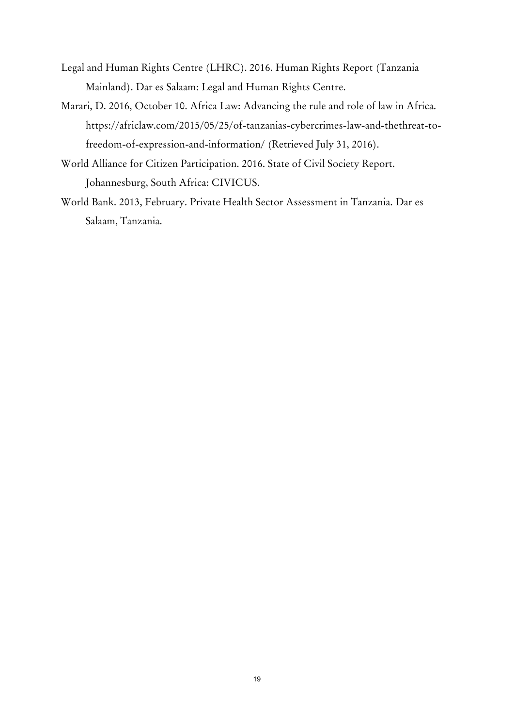Legal and Human Rights Centre (LHRC). 2016. Human Rights Report (Tanzania Mainland). Dar es Salaam: Legal and Human Rights Centre.

Marari, D. 2016, October 10. Africa Law: Advancing the rule and role of law in Africa. https://africlaw.com/2015/05/25/of-tanzanias-cybercrimes-law-and-thethreat-to-freedom-of-expression-and-information/ (Retrieved July 31, 2016).

World Alliance for Citizen Participation. 2016. State of Civil Society Report. Johannesburg, South Africa: CIVICUS.

World Bank. 2013, February. Private Health Sector Assessment in Tanzania. Dar es Salaam, Tanzania.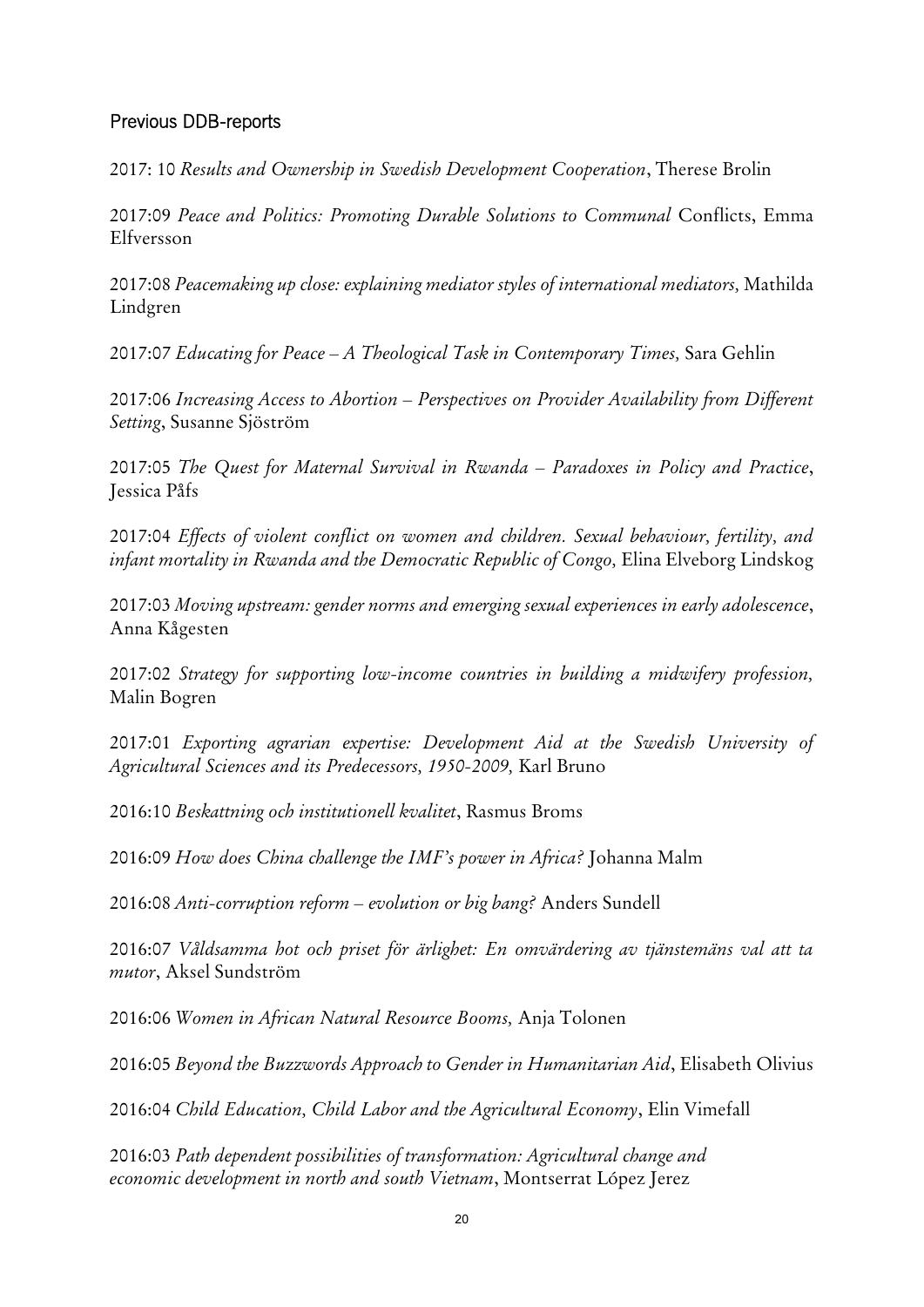## Previous DDB-reports

2017: 10 *Results and Ownership in Swedish Development Cooperation*, Therese Brolin

2017:09 *Peace and Politics: Promoting Durable Solutions to Communal* Conflicts, Emma Elfversson

2017:08 *Peacemaking up close: explaining mediator styles of international mediators*, Mathilda Lindgren

2017:07 *Educating for Peace – A Theological Task in Contemporary Times,* Sara Gehlin

2017:06 *Increasing Access to Abortion – Perspectives on Provider Availability from Different Setting*, Susanne Sjöström

2017:05 *The Quest for Maternal Survival in Rwanda – Paradoxes in Policy and Practice*, Jessica Påfs

2017:04 *Effects of violent conflict on women and children. Sexual behaviour, fertility, and infant mortality in Rwanda and the Democratic Republic of Congo,* Elina Elveborg Lindskog

2017:03 *Moving upstream: gender norms and emerging sexual experiences in early adolescence*, Anna Kågesten

2017:02 *Strategy for supporting low-income countries in building a midwifery profession,* Malin Bogren

2017:01 *Exporting agrarian expertise: Development Aid at the Swedish University of Agricultural Sciences and its Predecessors, 1950-2009,* Karl Bruno

2016:10 *Beskattning och institutionell kvalitet*, Rasmus Broms

2016:09 *How does China challenge the IMF's power in Africa?* Johanna Malm

2016:08 *Anti-corruption reform – evolution or big bang?* Anders Sundell

2016:07 *Våldsamma hot och priset för ärlighet: En omvärdering av tjänstemäns val att ta mutor*, Aksel Sundström

2016:06 *Women in African Natural Resource Booms,* Anja Tolonen

2016:05 *Beyond the Buzzwords Approach to Gender in Humanitarian Aid*, Elisabeth Olivius

2016:04 *Child Education, Child Labor and the Agricultural Economy*, Elin Vimefall

2016:03 *Path dependent possibilities of transformation: Agricultural change and economic development in north and south Vietnam*, Montserrat López Jerez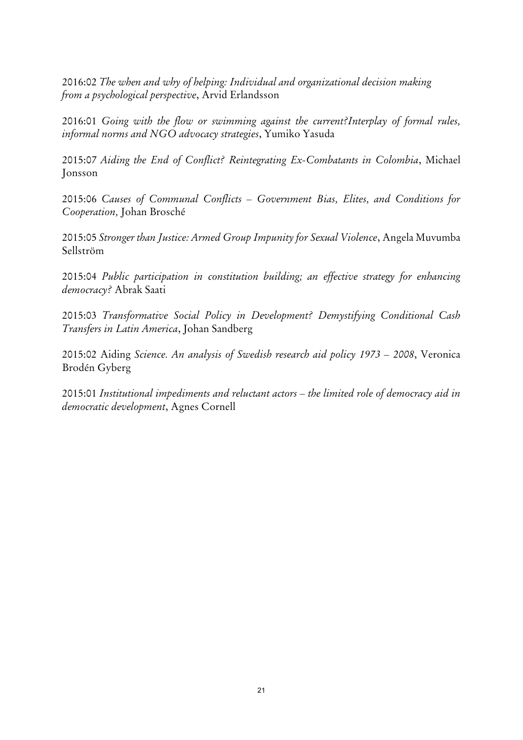2016:02 *The when and why of helping: Individual and organizational decision making from a psychological perspective*, Arvid Erlandsson

2016:01 *Going with the flow or swimming against the current?Interplay of formal rules, informal norms and NGO advocacy strategies*, Yumiko Yasuda

2015:07 *Aiding the End of Conflict? Reintegrating Ex-Combatants in Colombia*, Michael Jonsson

2015:06 *Causes of Communal Conflicts – Government Bias, Elites, and Conditions for Cooperation*, Johan Brosché

2015:05 *Stronger than Justice: Armed Group Impunity for Sexual Violence*, Angela Muvumba Sellström

2015:04 *Public participation in constitution building; an effective strategy for enhancing democracy?* Abrak Saati

2015:03 *Transformative Social Policy in Development? Demystifying Conditional Cash Transfers in Latin America*, Johan Sandberg

2015:02 Aiding *Science. An analysis of Swedish research aid policy 1973 – 2008*, Veronica Brodén Gyberg

2015:01 *Institutional impediments and reluctant actors – the limited role of democracy aid in democratic development*, Agnes Cornell